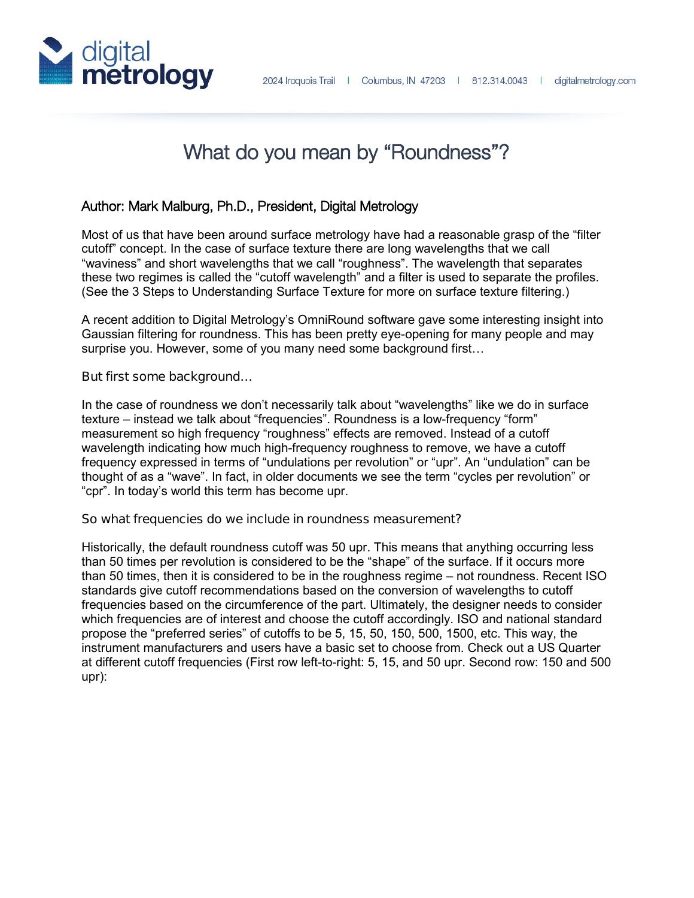# What do you mean by "Roundness"?

Author: Mark Malburg, Ph.D., President, Digital Metrology

Most of us that have been around surface metrology have had a reasonable grasp of the "filter cutoff" concept. In the case of surface texture there are long wavelengths that we call "waviness" and short wavelengths that we call "roughness". The wavelength that separates these two regimes is called the "cutoff wavelength" and a filter is used to separate the profiles. (See the 3 Steps to Understanding Surface Texture for more on surface texture filtering.)

A recent addition to Digital Metrology's OmniRound software gave some interesting insight into Gaussian filtering for roundness. This has been pretty eye-opening for many people and may surprise you. However, some of you many need some background first…

## But first some background…

In the case of roundness we don't necessarily talk about "wavelengths" like we do in surface texture – instead we talk about "frequencies". Roundness is a low-frequency "form" measurement so high frequency "roughness" effects are removed. Instead of a cutoff wavelength indicating how much high-frequency roughness to remove, we have a cutoff frequency expressed in terms of "undulations per revolution" or "upr". An "undulation" can be thought of as a "wave". In fact, in older documents we see the term "cycles per revolution" or "cpr". In today's world this term has become upr.

## So what frequencies do we include in roundness measurement?

Historically, the default roundness cutoff was 50 upr. This means that anything occurring less than 50 times per revolution is considered to be the "shape" of the surface. If it occurs more than 50 times, then it is considered to be in the roughness regime – not roundness. Recent ISO standards give cutoff recommendations based on the conversion of wavelengths to cutoff frequencies based on the circumference of the part. Ultimately, the designer needs to consider which frequencies are of interest and choose the cutoff accordingly. ISO and national standard propose the "preferred series" of cutoffs to be 5, 15, 50, 150, 500, 1500, etc. This way, the instrument manufacturers and users have a basic set to choose from. Check out a US Quarter at different cutoff frequencies (First row left-to-right: 5, 15, and 50 upr. Second row: 150 and 500 upr):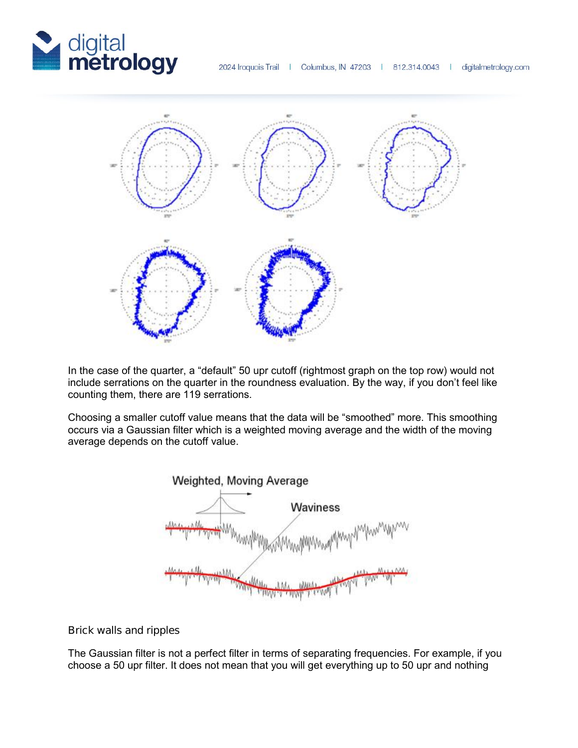In the case of the quarter, a “default” 50 upr cutoff (rightmost graph on the top row) would not include serrations on the quarter in the roundness evaluation. By the way, if you don’t feel like counting them, there are 119 serrations.

Choosing a smaller cutoff value means that the data will be “smoothed” more. This smoothing occurs via a Gaussian filter which is a weighted moving average and the width of the moving average depends on the cutoff value.

## Brick walls and ripples

The Gaussian filter is not a perfect filter in terms of separating frequencies. For example, if you choose a 50 upr filter. It does not mean that you will get everything up to 50 upr and nothing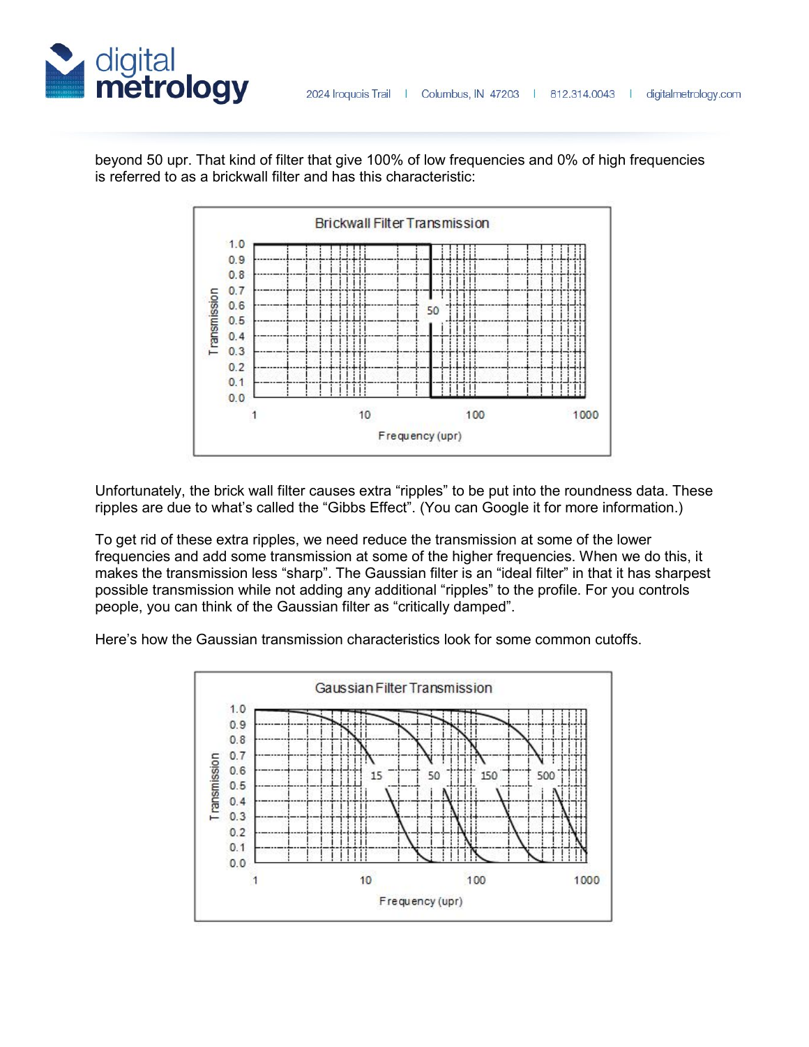beyond 50 upr. That kind of filter that give 100% of low frequencies and 0% of high frequencies is referred to as a brickwall filter and has this characteristic:

Unfortunately, the brick wall filter causes extra “ripples” to be put into the roundness data. These ripples are due to what’s called the “Gibbs Effect”. (You can Google it for more information.)

To get rid of these extra ripples, we need reduce the transmission at some of the lower frequencies and add some transmission at some of the higher frequencies. When we do this, it makes the transmission less “sharp”. The Gaussian filter is an “ideal filter” in that it has sharpest possible transmission while not adding any additional “ripples” to the profile. For you controls people, you can think of the Gaussian filter as “critically damped”.

Here’s how the Gaussian transmission characteristics look for some common cutoffs.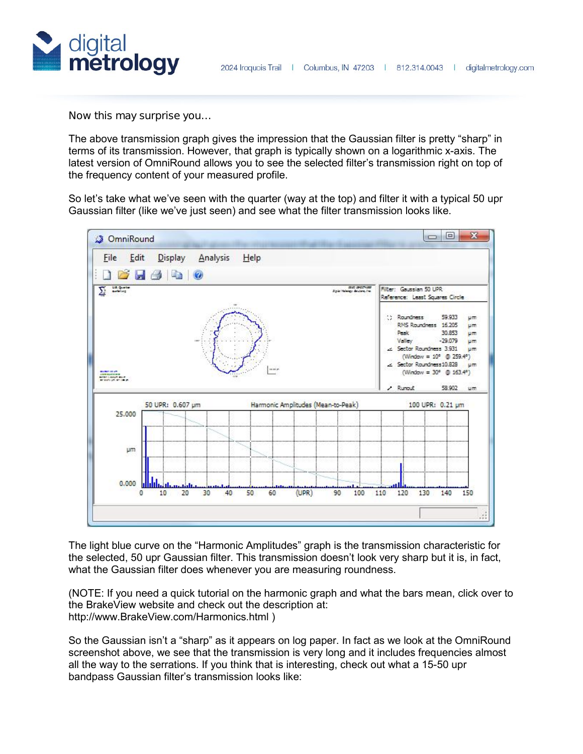Now this may surprise you…

The above transmission graph gives the impression that the Gaussian filter is pretty "sharp" in terms of its transmission. However, that graph is typically shown on a logarithmic x-axis. The latest version of OmniRound allows you to see the selected filter's transmission right on top of the frequency content of your measured profile.

So let's take what we've seen with the quarter (way at the top) and filter it with a typical 50 upr Gaussian filter (like we've just seen) and see what the filter transmission looks like.

The light blue curve on the "Harmonic Amplitudes" graph is the transmission characteristic for the selected, 50 upr Gaussian filter. This transmission doesn't look very sharp but it is, in fact, what the Gaussian filter does whenever you are measuring roundness.

(NOTE: If you need a quick tutorial on the harmonic graph and what the bars mean, click over to the BrakeView website and check out the description at: http://www.BrakeView.com/Harmonics.html )

So the Gaussian isn't a "sharp" as it appears on log paper. In fact as we look at the OmniRound screenshot above, we see that the transmission is very long and it includes frequencies almost all the way to the serrations. If you think that is interesting, check out what a 15-50 upr bandpass Gaussian filter's transmission looks like: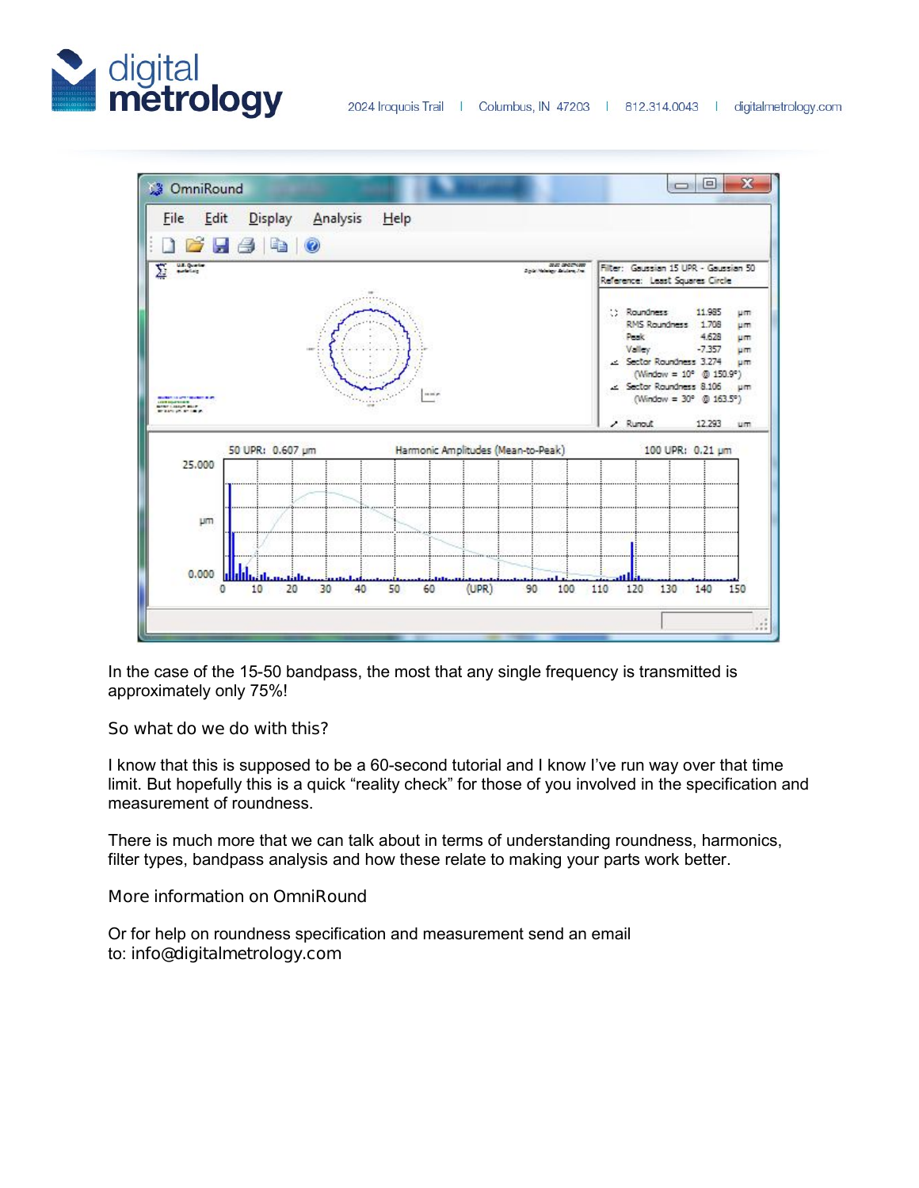OmniRound

File Edit Display Analysis Help

Filter: Gaussian 15 UPR - Gaussian 50
Reference: Least Squares Circle

Roundness 11.985 µm
RMS Roundness 1.708 µm
Peak 4.628 µm
Valley -7.357 µm
Sector Roundness 3.274 µm
(Window = 10° @ 150.9°)
Sector Roundness 8.106 µm
(Window = 30° @ 163.5°)
Runout 12.293 µm

50 UPR: 0.607 µm
Harmonic Amplitudes (Mean-to-Peak)
100 UPR: 0.21 µm

25.000
µm
0.000

0 10 20 30 40 50 60 (UPR) 90 100 110 120 130 140 150

In the case of the 15-50 bandpass, the most that any single frequency is transmitted is approximately only 75%!

So what do we do with this?

I know that this is supposed to be a 60-second tutorial and I know I've run way over that time limit. But hopefully this is a quick "reality check" for those of you involved in the specification and measurement of roundness.

There is much more that we can talk about in terms of understanding roundness, harmonics, filter types, bandpass analysis and how these relate to making your parts work better.

More information on OmniRound

Or for help on roundness specification and measurement send an email to: info@digitalmetrology.com